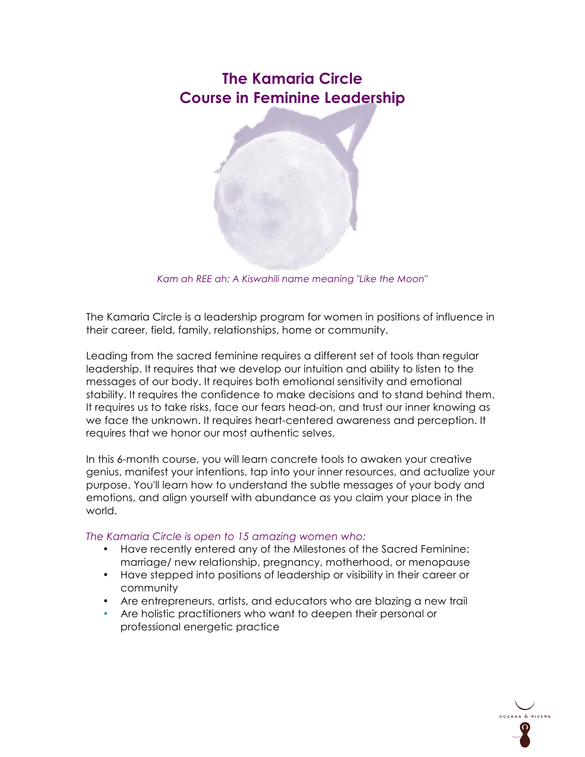# The Kamaria Circle
# Course in Feminine Leadership

*Kam ah REE ah: A Kiswahili name meaning "Like the Moon"*

The Kamaria Circle is a leadership program for women in positions of influence in their career, field, family, relationships, home or community.

Leading from the sacred feminine requires a different set of tools than regular leadership. It requires that we develop our intuition and ability to listen to the messages of our body. It requires both emotional sensitivity and emotional stability. It requires the confidence to make decisions and to stand behind them. It requires us to take risks, face our fears head-on, and trust our inner knowing as we face the unknown. It requires heart-centered awareness and perception. It requires that we honor our most authentic selves.

In this 6-month course, you will learn concrete tools to awaken your creative genius, manifest your intentions, tap into your inner resources, and actualize your purpose. You'll learn how to understand the subtle messages of your body and emotions, and align yourself with abundance as you claim your place in the world.

*The Kamaria Circle is open to 15 amazing women who:*

- Have recently entered any of the Milestones of the Sacred Feminine: marriage/ new relationship, pregnancy, motherhood, or menopause
- Have stepped into positions of leadership or visibility in their career or community
- Are entrepreneurs, artists, and educators who are blazing a new trail
- Are holistic practitioners who want to deepen their personal or professional energetic practice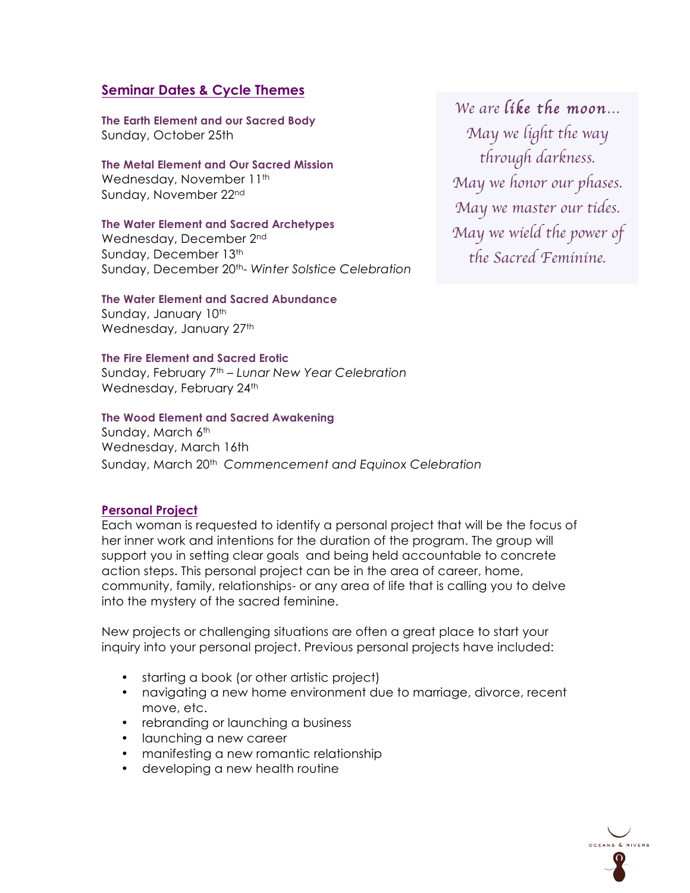## Seminar Dates & Cycle Themes

*We are like the moon…*
*May we light the way*
*through darkness.*
*May we honor our phases.*
*May we master our tides.*
*May we wield the power of*
*the Sacred Feminine.*

**The Earth Element and our Sacred Body**
Sunday, October 25th

**The Metal Element and Our Sacred Mission**
Wednesday, November 11th
Sunday, November 22nd

**The Water Element and Sacred Archetypes**
Wednesday, December 2nd
Sunday, December 13th
Sunday, December 20th- *Winter Solstice Celebration*

**The Water Element and Sacred Abundance**
Sunday, January 10th
Wednesday, January 27th

**The Fire Element and Sacred Erotic**
Sunday, February 7th – *Lunar New Year Celebration*
Wednesday, February 24th

**The Wood Element and Sacred Awakening**
Sunday, March 6th
Wednesday, March 16th
Sunday, March 20th *Commencement and Equinox Celebration*

## Personal Project

Each woman is requested to identify a personal project that will be the focus of her inner work and intentions for the duration of the program. The group will support you in setting clear goals and being held accountable to concrete action steps. This personal project can be in the area of career, home, community, family, relationships- or any area of life that is calling you to delve into the mystery of the sacred feminine.

New projects or challenging situations are often a great place to start your inquiry into your personal project. Previous personal projects have included:

- starting a book (or other artistic project)
- navigating a new home environment due to marriage, divorce, recent move, etc.
- rebranding or launching a business
- launching a new career
- manifesting a new romantic relationship
- developing a new health routine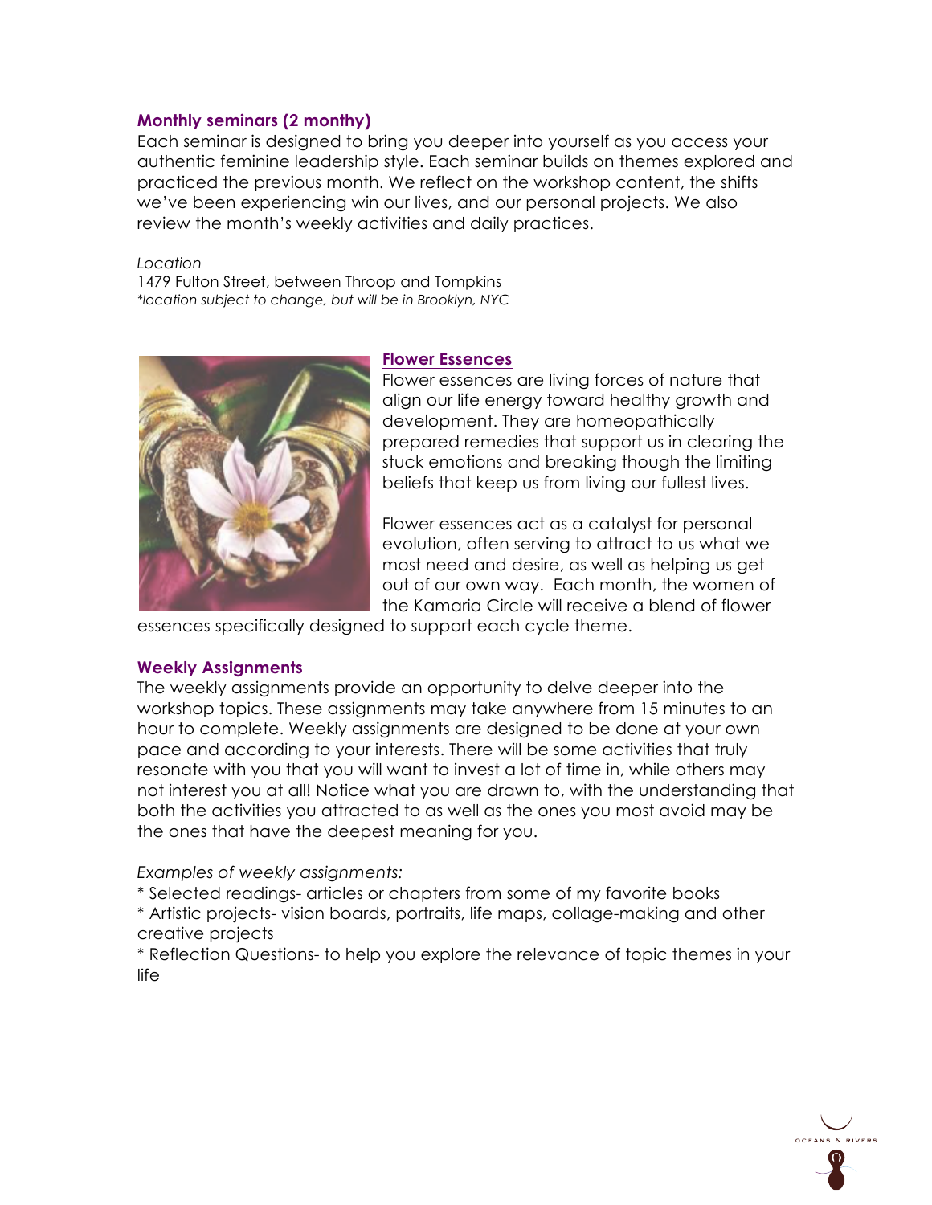**Monthly seminars (2 monthy)**

Each seminar is designed to bring you deeper into yourself as you access your authentic feminine leadership style. Each seminar builds on themes explored and practiced the previous month. We reflect on the workshop content, the shifts we've been experiencing win our lives, and our personal projects. We also review the month's weekly activities and daily practices.

*Location*

1479 Fulton Street, between Throop and Tompkins

*\*location subject to change, but will be in Brooklyn, NYC*

**Flower Essences**

Flower essences are living forces of nature that align our life energy toward healthy growth and development. They are homeopathically prepared remedies that support us in clearing the stuck emotions and breaking though the limiting beliefs that keep us from living our fullest lives.

Flower essences act as a catalyst for personal evolution, often serving to attract to us what we most need and desire, as well as helping us get out of our own way. Each month, the women of the Kamaria Circle will receive a blend of flower essences specifically designed to support each cycle theme.

**Weekly Assignments**

The weekly assignments provide an opportunity to delve deeper into the workshop topics. These assignments may take anywhere from 15 minutes to an hour to complete. Weekly assignments are designed to be done at your own pace and according to your interests. There will be some activities that truly resonate with you that you will want to invest a lot of time in, while others may not interest you at all! Notice what you are drawn to, with the understanding that both the activities you attracted to as well as the ones you most avoid may be the ones that have the deepest meaning for you.

*Examples of weekly assignments:*

\* Selected readings- articles or chapters from some of my favorite books

\* Artistic projects- vision boards, portraits, life maps, collage-making and other creative projects

\* Reflection Questions- to help you explore the relevance of topic themes in your life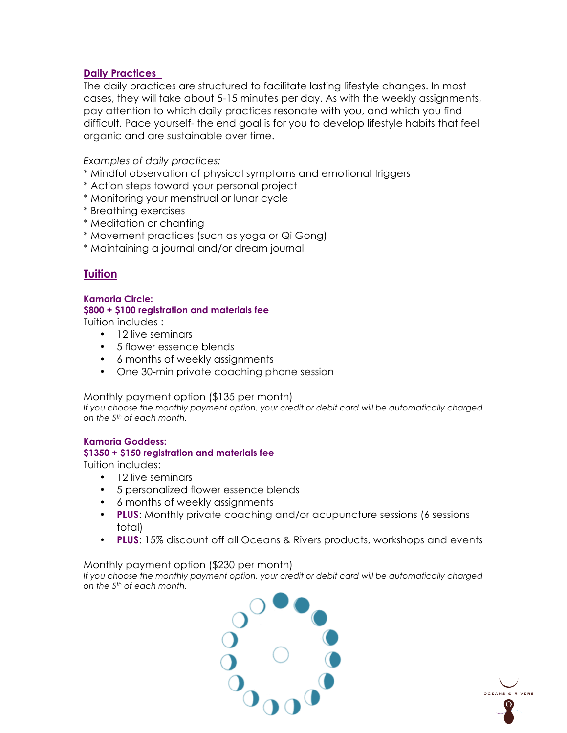## Daily Practices

The daily practices are structured to facilitate lasting lifestyle changes. In most cases, they will take about 5-15 minutes per day. As with the weekly assignments, pay attention to which daily practices resonate with you, and which you find difficult. Pace yourself- the end goal is for you to develop lifestyle habits that feel organic and are sustainable over time.

*Examples of daily practices:*

* Mindful observation of physical symptoms and emotional triggers
* Action steps toward your personal project
* Monitoring your menstrual or lunar cycle
* Breathing exercises
* Meditation or chanting
* Movement practices (such as yoga or Qi Gong)
* Maintaining a journal and/or dream journal

## Tuition

### Kamaria Circle:
**$800 + $100 registration and materials fee**

Tuition includes :

- 12 live seminars
- 5 flower essence blends
- 6 months of weekly assignments
- One 30-min private coaching phone session

Monthly payment option ($135 per month)

*If you choose the monthly payment option, your credit or debit card will be automatically charged on the 5th of each month.*

### Kamaria Goddess:
**$1350 + $150 registration and materials fee**

Tuition includes:

- 12 live seminars
- 5 personalized flower essence blends
- 6 months of weekly assignments
- **PLUS**: Monthly private coaching and/or acupuncture sessions (6 sessions total)
- **PLUS**: 15% discount off all Oceans & Rivers products, workshops and events

Monthly payment option ($230 per month)

*If you choose the monthly payment option, your credit or debit card will be automatically charged on the 5th of each month.*